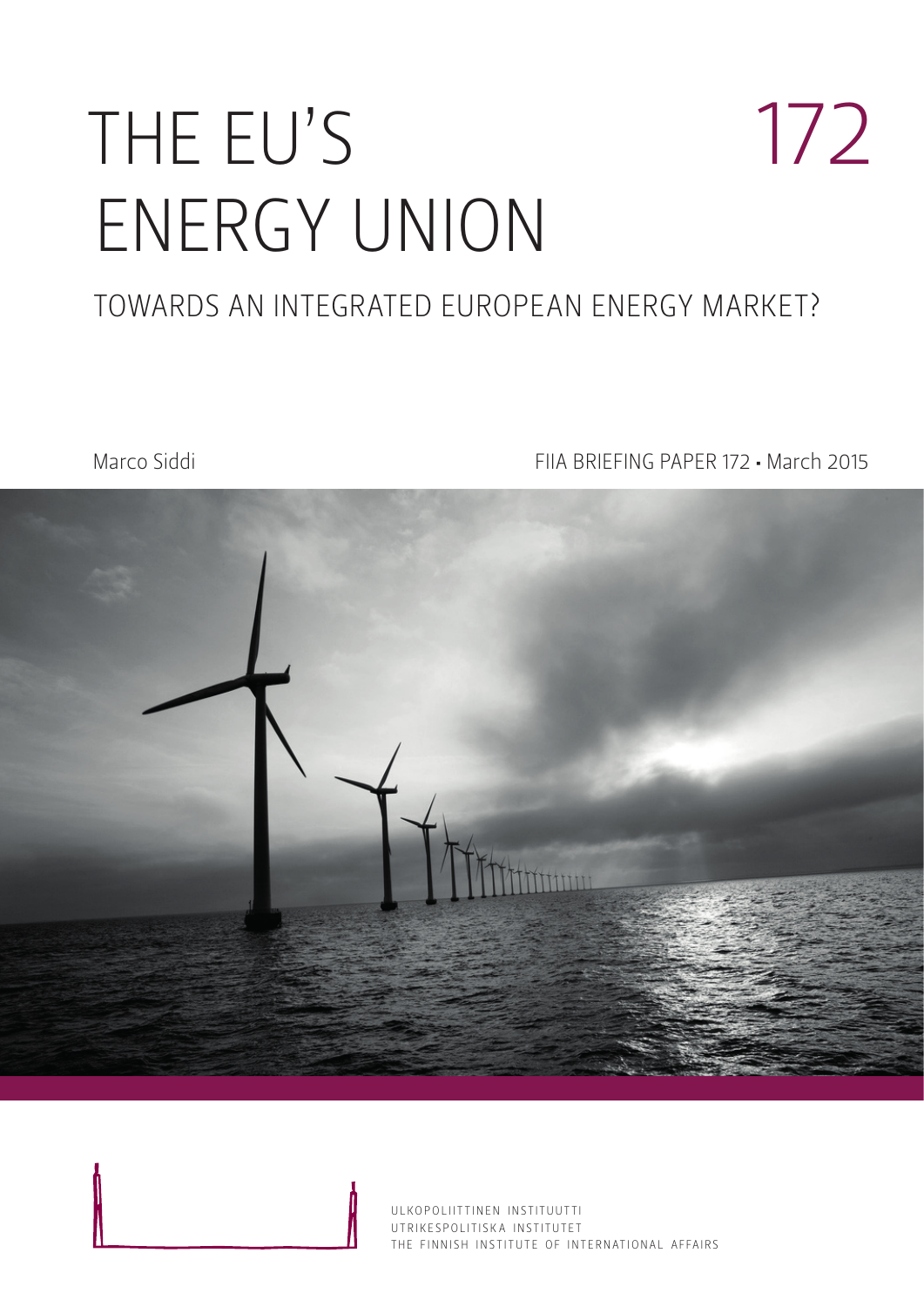# THE EU'S ENERGY UNION

172

## TOWARDS AN INTEGRATED EUROPEAN ENERGY MARKET?

Marco Siddi

FIIA BRIEFING PAPER 172 • March 2015

ULKOPOLIITTINEN INSTITUUTTI
UTRIKESPOLITISKA INSTITUTET
THE FINNISH INSTITUTE OF INTERNATIONAL AFFAIRS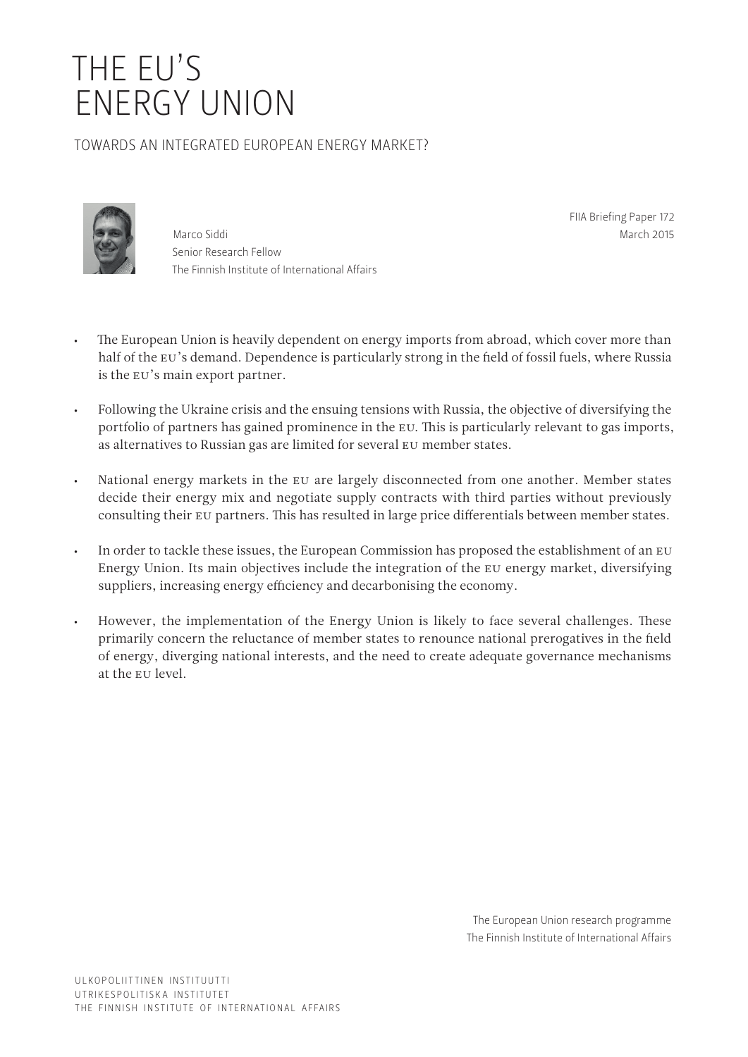# THE EU'S ENERGY UNION

TOWARDS AN INTEGRATED EUROPEAN ENERGY MARKET?

Marco Siddi
Senior Research Fellow
The Finnish Institute of International Affairs

FIIA Briefing Paper 172
March 2015

- The European Union is heavily dependent on energy imports from abroad, which cover more than half of the EU's demand. Dependence is particularly strong in the field of fossil fuels, where Russia is the EU's main export partner.
- Following the Ukraine crisis and the ensuing tensions with Russia, the objective of diversifying the portfolio of partners has gained prominence in the EU. This is particularly relevant to gas imports, as alternatives to Russian gas are limited for several EU member states.
- National energy markets in the EU are largely disconnected from one another. Member states decide their energy mix and negotiate supply contracts with third parties without previously consulting their EU partners. This has resulted in large price differentials between member states.
- In order to tackle these issues, the European Commission has proposed the establishment of an EU Energy Union. Its main objectives include the integration of the EU energy market, diversifying suppliers, increasing energy efficiency and decarbonising the economy.
- However, the implementation of the Energy Union is likely to face several challenges. These primarily concern the reluctance of member states to renounce national prerogatives in the field of energy, diverging national interests, and the need to create adequate governance mechanisms at the EU level.

The European Union research programme
The Finnish Institute of International Affairs

ULKOPOLIITTINEN INSTITUUTTI
UTRIKESPOLITISKA INSTITUTET
THE FINNISH INSTITUTE OF INTERNATIONAL AFFAIRS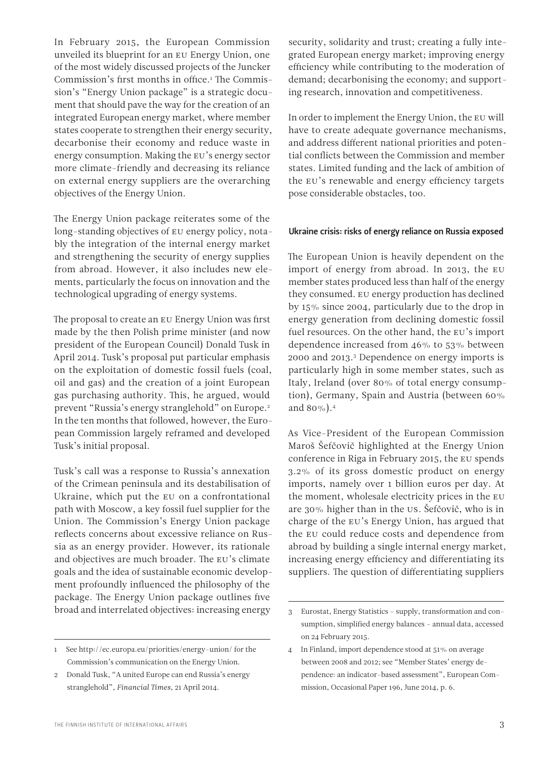In February 2015, the European Commission unveiled its blueprint for an EU Energy Union, one of the most widely discussed projects of the Juncker Commission's first months in office.[1] The Commission's "Energy Union package" is a strategic document that should pave the way for the creation of an integrated European energy market, where member states cooperate to strengthen their energy security, decarbonise their economy and reduce waste in energy consumption. Making the EU's energy sector more climate-friendly and decreasing its reliance on external energy suppliers are the overarching objectives of the Energy Union.

The Energy Union package reiterates some of the long-standing objectives of EU energy policy, notably the integration of the internal energy market and strengthening the security of energy supplies from abroad. However, it also includes new elements, particularly the focus on innovation and the technological upgrading of energy systems.

The proposal to create an EU Energy Union was first made by the then Polish prime minister (and now president of the European Council) Donald Tusk in April 2014. Tusk's proposal put particular emphasis on the exploitation of domestic fossil fuels (coal, oil and gas) and the creation of a joint European gas purchasing authority. This, he argued, would prevent "Russia's energy stranglehold" on Europe.[2] In the ten months that followed, however, the European Commission largely reframed and developed Tusk's initial proposal.

Tusk's call was a response to Russia's annexation of the Crimean peninsula and its destabilisation of Ukraine, which put the EU on a confrontational path with Moscow, a key fossil fuel supplier for the Union. The Commission's Energy Union package reflects concerns about excessive reliance on Russia as an energy provider. However, its rationale and objectives are much broader. The EU's climate goals and the idea of sustainable economic development profoundly influenced the philosophy of the package. The Energy Union package outlines five broad and interrelated objectives: increasing energy security, solidarity and trust; creating a fully integrated European energy market; improving energy efficiency while contributing to the moderation of demand; decarbonising the economy; and supporting research, innovation and competitiveness.

In order to implement the Energy Union, the EU will have to create adequate governance mechanisms, and address different national priorities and potential conflicts between the Commission and member states. Limited funding and the lack of ambition of the EU's renewable and energy efficiency targets pose considerable obstacles, too.

#### Ukraine crisis: risks of energy reliance on Russia exposed

The European Union is heavily dependent on the import of energy from abroad. In 2013, the EU member states produced less than half of the energy they consumed. EU energy production has declined by 15% since 2004, particularly due to the drop in energy generation from declining domestic fossil fuel resources. On the other hand, the EU's import dependence increased from 46% to 53% between 2000 and 2013.[3] Dependence on energy imports is particularly high in some member states, such as Italy, Ireland (over 80% of total energy consumption), Germany, Spain and Austria (between 60% and 80%).[4]

As Vice-President of the European Commission Maroš Šefčovič highlighted at the Energy Union conference in Riga in February 2015, the EU spends 3.2% of its gross domestic product on energy imports, namely over 1 billion euros per day. At the moment, wholesale electricity prices in the EU are 30% higher than in the US. Šefčovič, who is in charge of the EU's Energy Union, has argued that the EU could reduce costs and dependence from abroad by building a single internal energy market, increasing energy efficiency and differentiating its suppliers. The question of differentiating suppliers

---

1 See http://ec.europa.eu/priorities/energy-union/ for the Commission's communication on the Energy Union.

2 Donald Tusk, "A united Europe can end Russia's energy stranglehold", *Financial Times*, 21 April 2014.

3 Eurostat, Energy Statistics – supply, transformation and consumption, simplified energy balances – annual data, accessed on 24 February 2015.

4 In Finland, import dependence stood at 51% on average between 2008 and 2012; see "Member States' energy dependence: an indicator-based assessment", European Commission, Occasional Paper 196, June 2014, p. 6.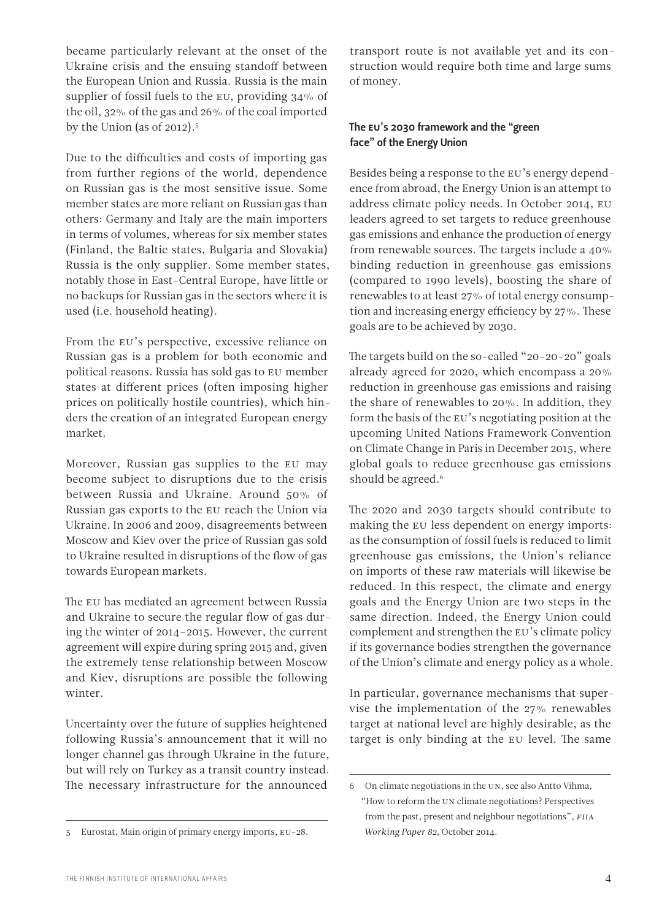became particularly relevant at the onset of the Ukraine crisis and the ensuing standoff between the European Union and Russia. Russia is the main supplier of fossil fuels to the EU, providing 34% of the oil, 32% of the gas and 26% of the coal imported by the Union (as of 2012).[5]

Due to the difficulties and costs of importing gas from further regions of the world, dependence on Russian gas is the most sensitive issue. Some member states are more reliant on Russian gas than others: Germany and Italy are the main importers in terms of volumes, whereas for six member states (Finland, the Baltic states, Bulgaria and Slovakia) Russia is the only supplier. Some member states, notably those in East-Central Europe, have little or no backups for Russian gas in the sectors where it is used (i.e. household heating).

From the EU's perspective, excessive reliance on Russian gas is a problem for both economic and political reasons. Russia has sold gas to EU member states at different prices (often imposing higher prices on politically hostile countries), which hinders the creation of an integrated European energy market.

Moreover, Russian gas supplies to the EU may become subject to disruptions due to the crisis between Russia and Ukraine. Around 50% of Russian gas exports to the EU reach the Union via Ukraine. In 2006 and 2009, disagreements between Moscow and Kiev over the price of Russian gas sold to Ukraine resulted in disruptions of the flow of gas towards European markets.

The EU has mediated an agreement between Russia and Ukraine to secure the regular flow of gas during the winter of 2014–2015. However, the current agreement will expire during spring 2015 and, given the extremely tense relationship between Moscow and Kiev, disruptions are possible the following winter.

Uncertainty over the future of supplies heightened following Russia's announcement that it will no longer channel gas through Ukraine in the future, but will rely on Turkey as a transit country instead. The necessary infrastructure for the announced transport route is not available yet and its construction would require both time and large sums of money.

### The EU's 2030 framework and the "green face" of the Energy Union

Besides being a response to the EU's energy dependence from abroad, the Energy Union is an attempt to address climate policy needs. In October 2014, EU leaders agreed to set targets to reduce greenhouse gas emissions and enhance the production of energy from renewable sources. The targets include a 40% binding reduction in greenhouse gas emissions (compared to 1990 levels), boosting the share of renewables to at least 27% of total energy consumption and increasing energy efficiency by 27%. These goals are to be achieved by 2030.

The targets build on the so-called "20-20-20" goals already agreed for 2020, which encompass a 20% reduction in greenhouse gas emissions and raising the share of renewables to 20%. In addition, they form the basis of the EU's negotiating position at the upcoming United Nations Framework Convention on Climate Change in Paris in December 2015, where global goals to reduce greenhouse gas emissions should be agreed.[6]

The 2020 and 2030 targets should contribute to making the EU less dependent on energy imports: as the consumption of fossil fuels is reduced to limit greenhouse gas emissions, the Union's reliance on imports of these raw materials will likewise be reduced. In this respect, the climate and energy goals and the Energy Union are two steps in the same direction. Indeed, the Energy Union could complement and strengthen the EU's climate policy if its governance bodies strengthen the governance of the Union's climate and energy policy as a whole.

In particular, governance mechanisms that supervise the implementation of the 27% renewables target at national level are highly desirable, as the target is only binding at the EU level. The same

---

5 Eurostat, Main origin of primary energy imports, EU-28.

6 On climate negotiations in the UN, see also Antto Vihma, "How to reform the UN climate negotiations? Perspectives from the past, present and neighbour negotiations", *FIIA Working Paper 82*, October 2014.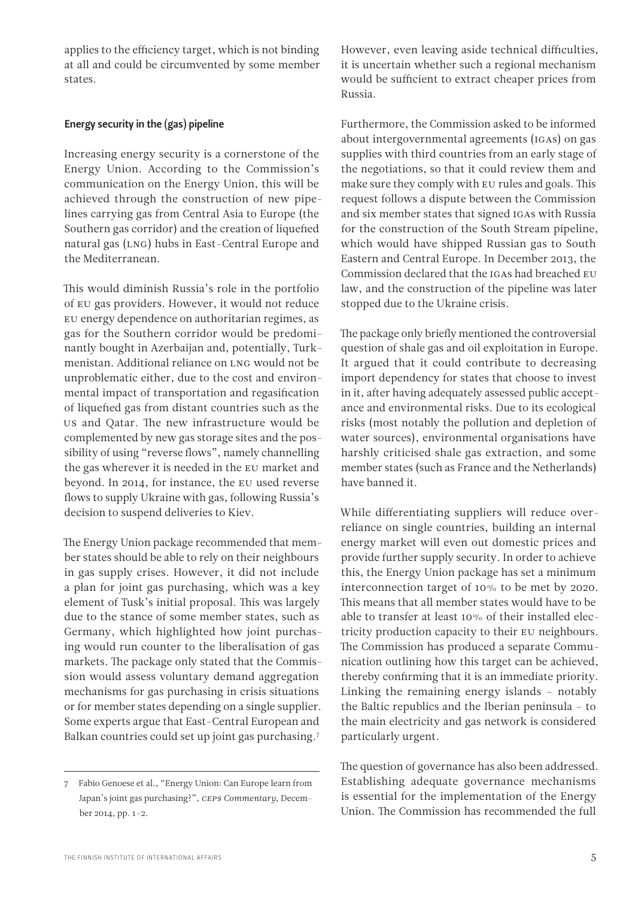applies to the efficiency target, which is not binding at all and could be circumvented by some member states.

### Energy security in the (gas) pipeline

Increasing energy security is a cornerstone of the Energy Union. According to the Commission's communication on the Energy Union, this will be achieved through the construction of new pipelines carrying gas from Central Asia to Europe (the Southern gas corridor) and the creation of liquefied natural gas (LNG) hubs in East-Central Europe and the Mediterranean.

This would diminish Russia's role in the portfolio of EU gas providers. However, it would not reduce EU energy dependence on authoritarian regimes, as gas for the Southern corridor would be predominantly bought in Azerbaijan and, potentially, Turkmenistan. Additional reliance on LNG would not be unproblematic either, due to the cost and environmental impact of transportation and regasification of liquefied gas from distant countries such as the US and Qatar. The new infrastructure would be complemented by new gas storage sites and the possibility of using "reverse flows", namely channelling the gas wherever it is needed in the EU market and beyond. In 2014, for instance, the EU used reverse flows to supply Ukraine with gas, following Russia's decision to suspend deliveries to Kiev.

The Energy Union package recommended that member states should be able to rely on their neighbours in gas supply crises. However, it did not include a plan for joint gas purchasing, which was a key element of Tusk's initial proposal. This was largely due to the stance of some member states, such as Germany, which highlighted how joint purchasing would run counter to the liberalisation of gas markets. The package only stated that the Commission would assess voluntary demand aggregation mechanisms for gas purchasing in crisis situations or for member states depending on a single supplier. Some experts argue that East-Central European and Balkan countries could set up joint gas purchasing.[7] However, even leaving aside technical difficulties, it is uncertain whether such a regional mechanism would be sufficient to extract cheaper prices from Russia.

Furthermore, the Commission asked to be informed about intergovernmental agreements (IGAs) on gas supplies with third countries from an early stage of the negotiations, so that it could review them and make sure they comply with EU rules and goals. This request follows a dispute between the Commission and six member states that signed IGAs with Russia for the construction of the South Stream pipeline, which would have shipped Russian gas to South Eastern and Central Europe. In December 2013, the Commission declared that the IGAs had breached EU law, and the construction of the pipeline was later stopped due to the Ukraine crisis.

The package only briefly mentioned the controversial question of shale gas and oil exploitation in Europe. It argued that it could contribute to decreasing import dependency for states that choose to invest in it, after having adequately assessed public acceptance and environmental risks. Due to its ecological risks (most notably the pollution and depletion of water sources), environmental organisations have harshly criticised shale gas extraction, and some member states (such as France and the Netherlands) have banned it.

While differentiating suppliers will reduce over-reliance on single countries, building an internal energy market will even out domestic prices and provide further supply security. In order to achieve this, the Energy Union package has set a minimum interconnection target of 10% to be met by 2020. This means that all member states would have to be able to transfer at least 10% of their installed electricity production capacity to their EU neighbours. The Commission has produced a separate Communication outlining how this target can be achieved, thereby confirming that it is an immediate priority. Linking the remaining energy islands – notably the Baltic republics and the Iberian peninsula – to the main electricity and gas network is considered particularly urgent.

The question of governance has also been addressed. Establishing adequate governance mechanisms is essential for the implementation of the Energy Union. The Commission has recommended the full

---

7 Fabio Genoese et al., "Energy Union: Can Europe learn from Japan's joint gas purchasing?", *CEPS Commentary*, December 2014, pp. 1–2.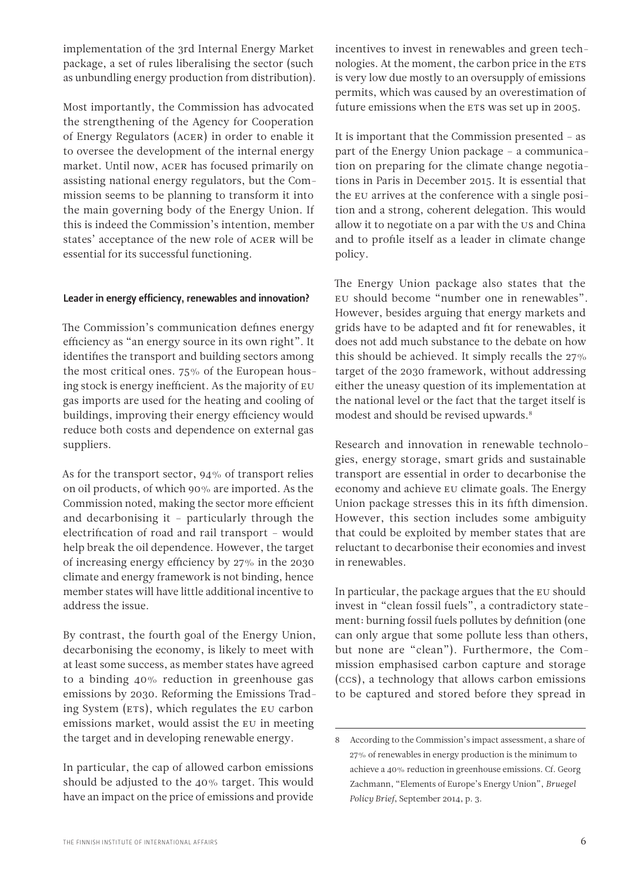implementation of the 3rd Internal Energy Market package, a set of rules liberalising the sector (such as unbundling energy production from distribution).

Most importantly, the Commission has advocated the strengthening of the Agency for Cooperation of Energy Regulators (ACER) in order to enable it to oversee the development of the internal energy market. Until now, ACER has focused primarily on assisting national energy regulators, but the Commission seems to be planning to transform it into the main governing body of the Energy Union. If this is indeed the Commission's intention, member states' acceptance of the new role of ACER will be essential for its successful functioning.

### Leader in energy efficiency, renewables and innovation?

The Commission's communication defines energy efficiency as "an energy source in its own right". It identifies the transport and building sectors among the most critical ones. 75% of the European housing stock is energy inefficient. As the majority of EU gas imports are used for the heating and cooling of buildings, improving their energy efficiency would reduce both costs and dependence on external gas suppliers.

As for the transport sector, 94% of transport relies on oil products, of which 90% are imported. As the Commission noted, making the sector more efficient and decarbonising it – particularly through the electrification of road and rail transport – would help break the oil dependence. However, the target of increasing energy efficiency by 27% in the 2030 climate and energy framework is not binding, hence member states will have little additional incentive to address the issue.

By contrast, the fourth goal of the Energy Union, decarbonising the economy, is likely to meet with at least some success, as member states have agreed to a binding 40% reduction in greenhouse gas emissions by 2030. Reforming the Emissions Trading System (ETS), which regulates the EU carbon emissions market, would assist the EU in meeting the target and in developing renewable energy.

In particular, the cap of allowed carbon emissions should be adjusted to the 40% target. This would have an impact on the price of emissions and provide incentives to invest in renewables and green technologies. At the moment, the carbon price in the ETS is very low due mostly to an oversupply of emissions permits, which was caused by an overestimation of future emissions when the ETS was set up in 2005.

It is important that the Commission presented – as part of the Energy Union package – a communication on preparing for the climate change negotiations in Paris in December 2015. It is essential that the EU arrives at the conference with a single position and a strong, coherent delegation. This would allow it to negotiate on a par with the US and China and to profile itself as a leader in climate change policy.

The Energy Union package also states that the EU should become "number one in renewables". However, besides arguing that energy markets and grids have to be adapted and fit for renewables, it does not add much substance to the debate on how this should be achieved. It simply recalls the 27% target of the 2030 framework, without addressing either the uneasy question of its implementation at the national level or the fact that the target itself is modest and should be revised upwards.[8]

Research and innovation in renewable technologies, energy storage, smart grids and sustainable transport are essential in order to decarbonise the economy and achieve EU climate goals. The Energy Union package stresses this in its fifth dimension. However, this section includes some ambiguity that could be exploited by member states that are reluctant to decarbonise their economies and invest in renewables.

In particular, the package argues that the EU should invest in "clean fossil fuels", a contradictory statement: burning fossil fuels pollutes by definition (one can only argue that some pollute less than others, but none are "clean"). Furthermore, the Commission emphasised carbon capture and storage (CCS), a technology that allows carbon emissions to be captured and stored before they spread in

---

8 According to the Commission's impact assessment, a share of 27% of renewables in energy production is the minimum to achieve a 40% reduction in greenhouse emissions. Cf. Georg Zachmann, "Elements of Europe's Energy Union", *Bruegel Policy Brief*, September 2014, p. 3.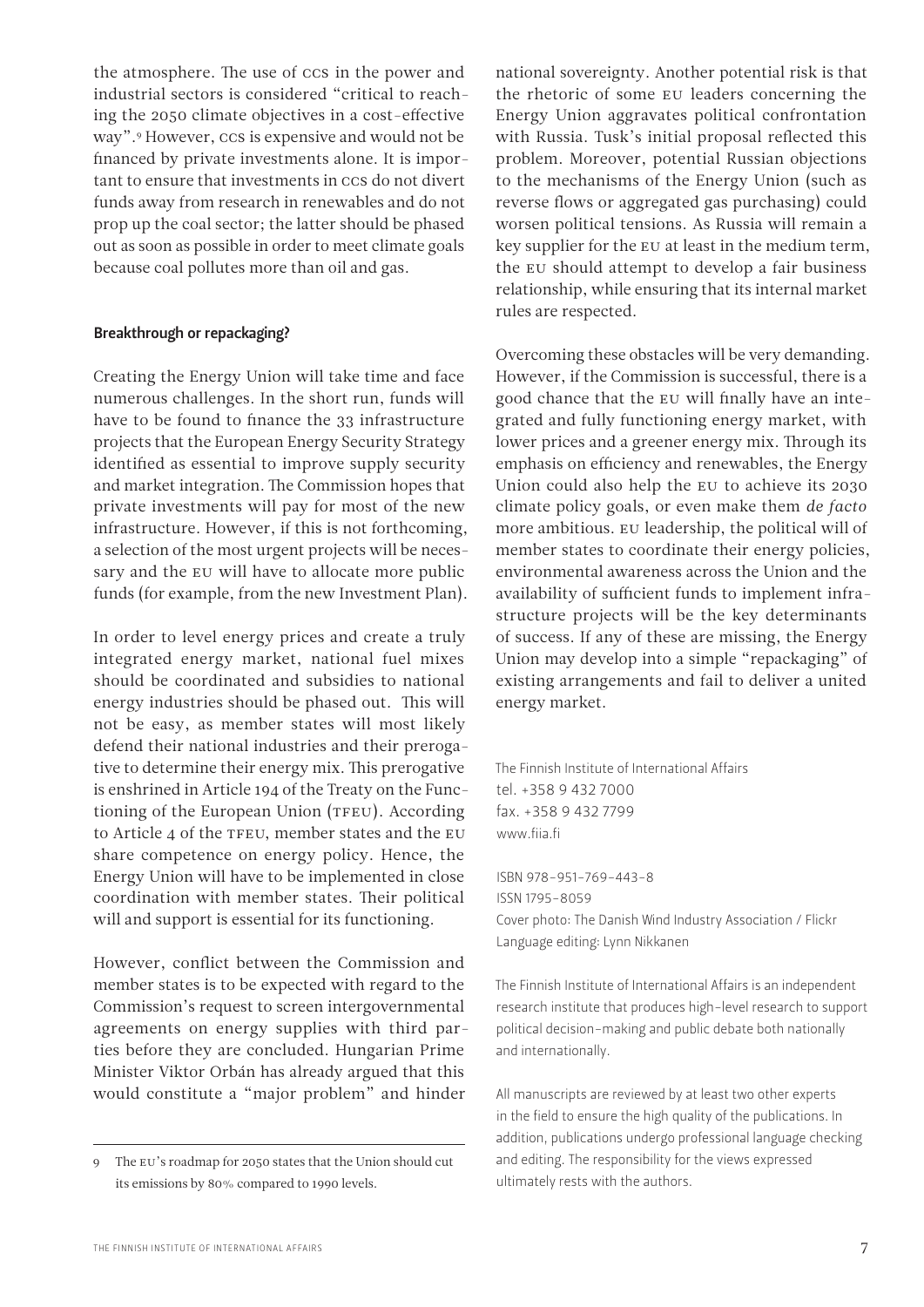the atmosphere. The use of CCS in the power and industrial sectors is considered "critical to reaching the 2050 climate objectives in a cost-effective way".[9] However, CCS is expensive and would not be financed by private investments alone. It is important to ensure that investments in CCS do not divert funds away from research in renewables and do not prop up the coal sector; the latter should be phased out as soon as possible in order to meet climate goals because coal pollutes more than oil and gas.

#### Breakthrough or repackaging?

Creating the Energy Union will take time and face numerous challenges. In the short run, funds will have to be found to finance the 33 infrastructure projects that the European Energy Security Strategy identified as essential to improve supply security and market integration. The Commission hopes that private investments will pay for most of the new infrastructure. However, if this is not forthcoming, a selection of the most urgent projects will be necessary and the EU will have to allocate more public funds (for example, from the new Investment Plan).

In order to level energy prices and create a truly integrated energy market, national fuel mixes should be coordinated and subsidies to national energy industries should be phased out. This will not be easy, as member states will most likely defend their national industries and their prerogative to determine their energy mix. This prerogative is enshrined in Article 194 of the Treaty on the Functioning of the European Union (TFEU). According to Article 4 of the TFEU, member states and the EU share competence on energy policy. Hence, the Energy Union will have to be implemented in close coordination with member states. Their political will and support is essential for its functioning.

However, conflict between the Commission and member states is to be expected with regard to the Commission's request to screen intergovernmental agreements on energy supplies with third parties before they are concluded. Hungarian Prime Minister Viktor Orbán has already argued that this would constitute a "major problem" and hinder national sovereignty. Another potential risk is that the rhetoric of some EU leaders concerning the Energy Union aggravates political confrontation with Russia. Tusk's initial proposal reflected this problem. Moreover, potential Russian objections to the mechanisms of the Energy Union (such as reverse flows or aggregated gas purchasing) could worsen political tensions. As Russia will remain a key supplier for the EU at least in the medium term, the EU should attempt to develop a fair business relationship, while ensuring that its internal market rules are respected.

Overcoming these obstacles will be very demanding. However, if the Commission is successful, there is a good chance that the EU will finally have an integrated and fully functioning energy market, with lower prices and a greener energy mix. Through its emphasis on efficiency and renewables, the Energy Union could also help the EU to achieve its 2030 climate policy goals, or even make them *de facto* more ambitious. EU leadership, the political will of member states to coordinate their energy policies, environmental awareness across the Union and the availability of sufficient funds to implement infrastructure projects will be the key determinants of success. If any of these are missing, the Energy Union may develop into a simple "repackaging" of existing arrangements and fail to deliver a united energy market.

[9] The EU's roadmap for 2050 states that the Union should cut its emissions by 80% compared to 1990 levels.

The Finnish Institute of International Affairs
tel. +358 9 432 7000
fax. +358 9 432 7799
www.fiia.fi

ISBN 978-951-769-443-8
ISSN 1795-8059
Cover photo: The Danish Wind Industry Association / Flickr
Language editing: Lynn Nikkanen

The Finnish Institute of International Affairs is an independent research institute that produces high-level research to support political decision-making and public debate both nationally and internationally.

All manuscripts are reviewed by at least two other experts in the field to ensure the high quality of the publications. In addition, publications undergo professional language checking and editing. The responsibility for the views expressed ultimately rests with the authors.